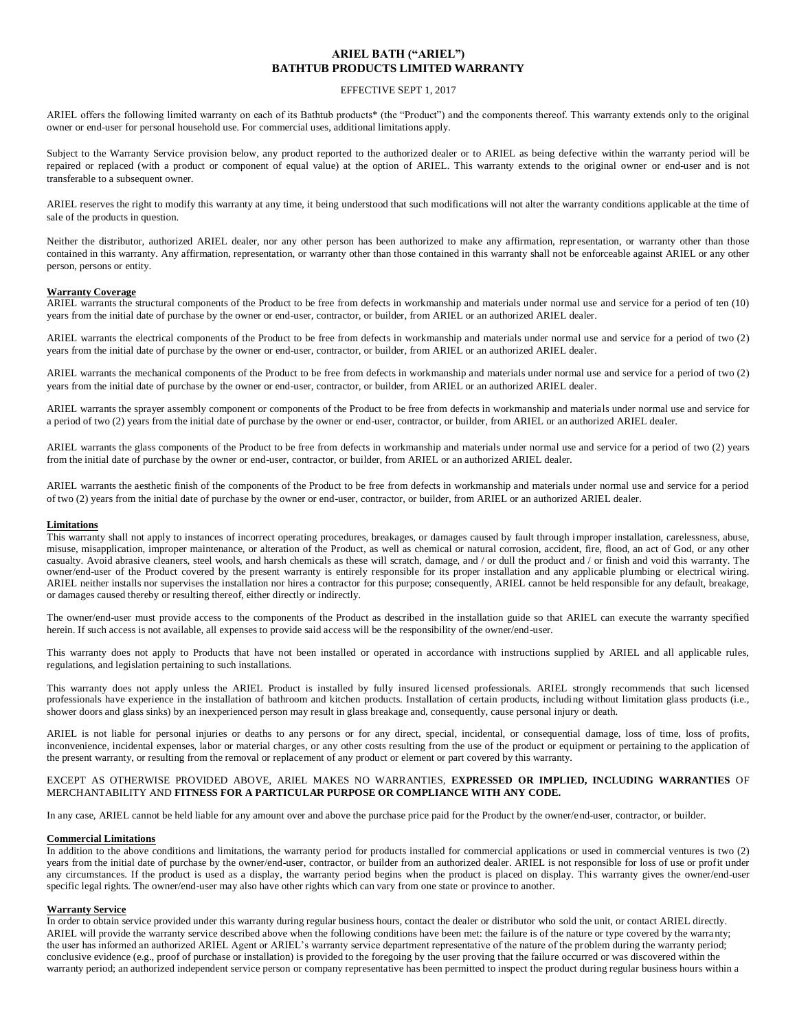# ARIEL BATH ("ARIEL")
# BATHTUB PRODUCTS LIMITED WARRANTY

EFFECTIVE SEPT 1, 2017

ARIEL offers the following limited warranty on each of its Bathtub products* (the "Product") and the components thereof. This warranty extends only to the original owner or end-user for personal household use. For commercial uses, additional limitations apply.

Subject to the Warranty Service provision below, any product reported to the authorized dealer or to ARIEL as being defective within the warranty period will be repaired or replaced (with a product or component of equal value) at the option of ARIEL. This warranty extends to the original owner or end-user and is not transferable to a subsequent owner.

ARIEL reserves the right to modify this warranty at any time, it being understood that such modifications will not alter the warranty conditions applicable at the time of sale of the products in question.

Neither the distributor, authorized ARIEL dealer, nor any other person has been authorized to make any affirmation, representation, or warranty other than those contained in this warranty. Any affirmation, representation, or warranty other than those contained in this warranty shall not be enforceable against ARIEL or any other person, persons or entity.

**Warranty Coverage**

ARIEL warrants the structural components of the Product to be free from defects in workmanship and materials under normal use and service for a period of ten (10) years from the initial date of purchase by the owner or end-user, contractor, or builder, from ARIEL or an authorized ARIEL dealer.

ARIEL warrants the electrical components of the Product to be free from defects in workmanship and materials under normal use and service for a period of two (2) years from the initial date of purchase by the owner or end-user, contractor, or builder, from ARIEL or an authorized ARIEL dealer.

ARIEL warrants the mechanical components of the Product to be free from defects in workmanship and materials under normal use and service for a period of two (2) years from the initial date of purchase by the owner or end-user, contractor, or builder, from ARIEL or an authorized ARIEL dealer.

ARIEL warrants the sprayer assembly component or components of the Product to be free from defects in workmanship and materials under normal use and service for a period of two (2) years from the initial date of purchase by the owner or end-user, contractor, or builder, from ARIEL or an authorized ARIEL dealer.

ARIEL warrants the glass components of the Product to be free from defects in workmanship and materials under normal use and service for a period of two (2) years from the initial date of purchase by the owner or end-user, contractor, or builder, from ARIEL or an authorized ARIEL dealer.

ARIEL warrants the aesthetic finish of the components of the Product to be free from defects in workmanship and materials under normal use and service for a period of two (2) years from the initial date of purchase by the owner or end-user, contractor, or builder, from ARIEL or an authorized ARIEL dealer.

**Limitations**

This warranty shall not apply to instances of incorrect operating procedures, breakages, or damages caused by fault through improper installation, carelessness, abuse, misuse, misapplication, improper maintenance, or alteration of the Product, as well as chemical or natural corrosion, accident, fire, flood, an act of God, or any other casualty. Avoid abrasive cleaners, steel wools, and harsh chemicals as these will scratch, damage, and / or dull the product and / or finish and void this warranty. The owner/end-user of the Product covered by the present warranty is entirely responsible for its proper installation and any applicable plumbing or electrical wiring. ARIEL neither installs nor supervises the installation nor hires a contractor for this purpose; consequently, ARIEL cannot be held responsible for any default, breakage, or damages caused thereby or resulting thereof, either directly or indirectly.

The owner/end-user must provide access to the components of the Product as described in the installation guide so that ARIEL can execute the warranty specified herein. If such access is not available, all expenses to provide said access will be the responsibility of the owner/end-user.

This warranty does not apply to Products that have not been installed or operated in accordance with instructions supplied by ARIEL and all applicable rules, regulations, and legislation pertaining to such installations.

This warranty does not apply unless the ARIEL Product is installed by fully insured licensed professionals. ARIEL strongly recommends that such licensed professionals have experience in the installation of bathroom and kitchen products. Installation of certain products, including without limitation glass products (i.e., shower doors and glass sinks) by an inexperienced person may result in glass breakage and, consequently, cause personal injury or death.

ARIEL is not liable for personal injuries or deaths to any persons or for any direct, special, incidental, or consequential damage, loss of time, loss of profits, inconvenience, incidental expenses, labor or material charges, or any other costs resulting from the use of the product or equipment or pertaining to the application of the present warranty, or resulting from the removal or replacement of any product or element or part covered by this warranty.

EXCEPT AS OTHERWISE PROVIDED ABOVE, ARIEL MAKES NO WARRANTIES, **EXPRESSED OR IMPLIED, INCLUDING WARRANTIES** OF MERCHANTABILITY AND **FITNESS FOR A PARTICULAR PURPOSE OR COMPLIANCE WITH ANY CODE.**

In any case, ARIEL cannot be held liable for any amount over and above the purchase price paid for the Product by the owner/end-user, contractor, or builder.

**Commercial Limitations**

In addition to the above conditions and limitations, the warranty period for products installed for commercial applications or used in commercial ventures is two (2) years from the initial date of purchase by the owner/end-user, contractor, or builder from an authorized dealer. ARIEL is not responsible for loss of use or profit under any circumstances. If the product is used as a display, the warranty period begins when the product is placed on display. This warranty gives the owner/end-user specific legal rights. The owner/end-user may also have other rights which can vary from one state or province to another.

**Warranty Service**

In order to obtain service provided under this warranty during regular business hours, contact the dealer or distributor who sold the unit, or contact ARIEL directly. ARIEL will provide the warranty service described above when the following conditions have been met: the failure is of the nature or type covered by the warranty; the user has informed an authorized ARIEL Agent or ARIEL's warranty service department representative of the nature of the problem during the warranty period; conclusive evidence (e.g., proof of purchase or installation) is provided to the foregoing by the user proving that the failure occurred or was discovered within the warranty period; an authorized independent service person or company representative has been permitted to inspect the product during regular business hours within a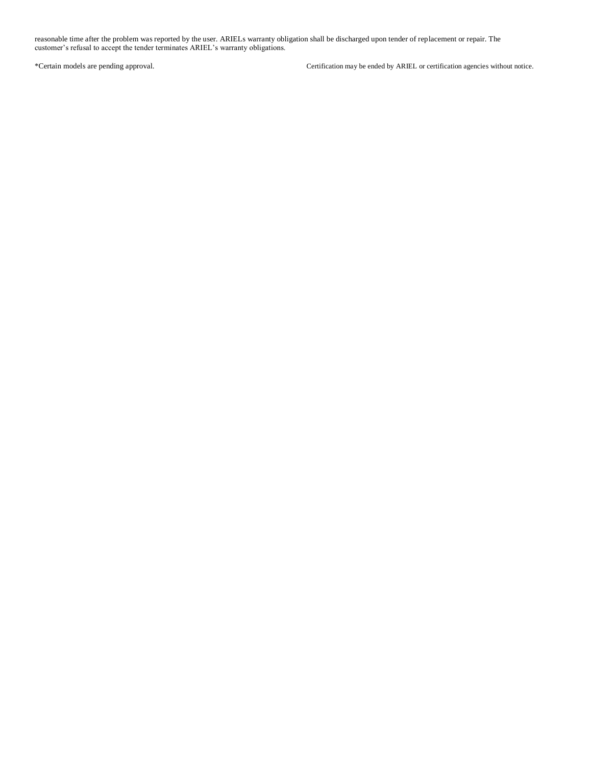reasonable time after the problem was reported by the user. ARIELs warranty obligation shall be discharged upon tender of replacement or repair. The customer's refusal to accept the tender terminates ARIEL's warranty obligations.

*Certain models are pending approval.

Certification may be ended by ARIEL or certification agencies without notice.